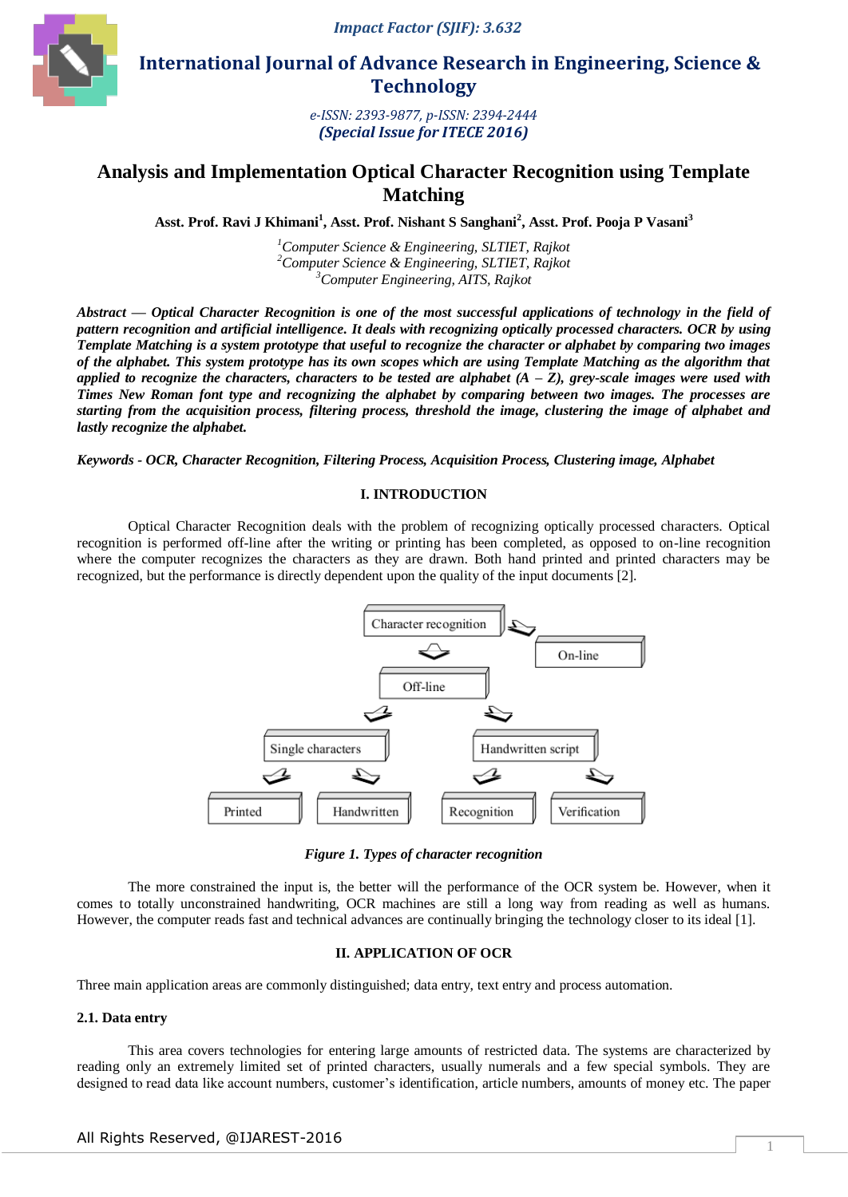# Analysis and Implementation Optical Character Recognition using Template Matching

**Asst. Prof. Ravi J Khimani[1], Asst. Prof. Nishant S Sanghani[2], Asst. Prof. Pooja P Vasani[3]**

*[1]Computer Science & Engineering, SLTIET, Rajkot*
*[2]Computer Science & Engineering, SLTIET, Rajkot*
*[3]Computer Engineering, AITS, Rajkot*

***Abstract* — *Optical Character Recognition is one of the most successful applications of technology in the field of pattern recognition and artificial intelligence. It deals with recognizing optically processed characters. OCR by using Template Matching is a system prototype that useful to recognize the character or alphabet by comparing two images of the alphabet. This system prototype has its own scopes which are using Template Matching as the algorithm that applied to recognize the characters, characters to be tested are alphabet (A – Z), grey-scale images were used with Times New Roman font type and recognizing the alphabet by comparing between two images. The processes are starting from the acquisition process, filtering process, threshold the image, clustering the image of alphabet and lastly recognize the alphabet.***

***Keywords - OCR, Character Recognition, Filtering Process, Acquisition Process, Clustering image, Alphabet***

## I. INTRODUCTION

Optical Character Recognition deals with the problem of recognizing optically processed characters. Optical recognition is performed off-line after the writing or printing has been completed, as opposed to on-line recognition where the computer recognizes the characters as they are drawn. Both hand printed and printed characters may be recognized, but the performance is directly dependent upon the quality of the input documents [2].

```
Character recognition
├── On-line
└── Off-line
    ├── Single characters
    │   ├── Printed
    │   └── Handwritten
    └── Handwritten script
        ├── Recognition
        └── Verification
```

*Figure 1. Types of character recognition*

The more constrained the input is, the better will the performance of the OCR system be. However, when it comes to totally unconstrained handwriting, OCR machines are still a long way from reading as well as humans. However, the computer reads fast and technical advances are continually bringing the technology closer to its ideal [1].

## II. APPLICATION OF OCR

Three main application areas are commonly distinguished; data entry, text entry and process automation.

### 2.1. Data entry

This area covers technologies for entering large amounts of restricted data. The systems are characterized by reading only an extremely limited set of printed characters, usually numerals and a few special symbols. They are designed to read data like account numbers, customer's identification, article numbers, amounts of money etc. The paper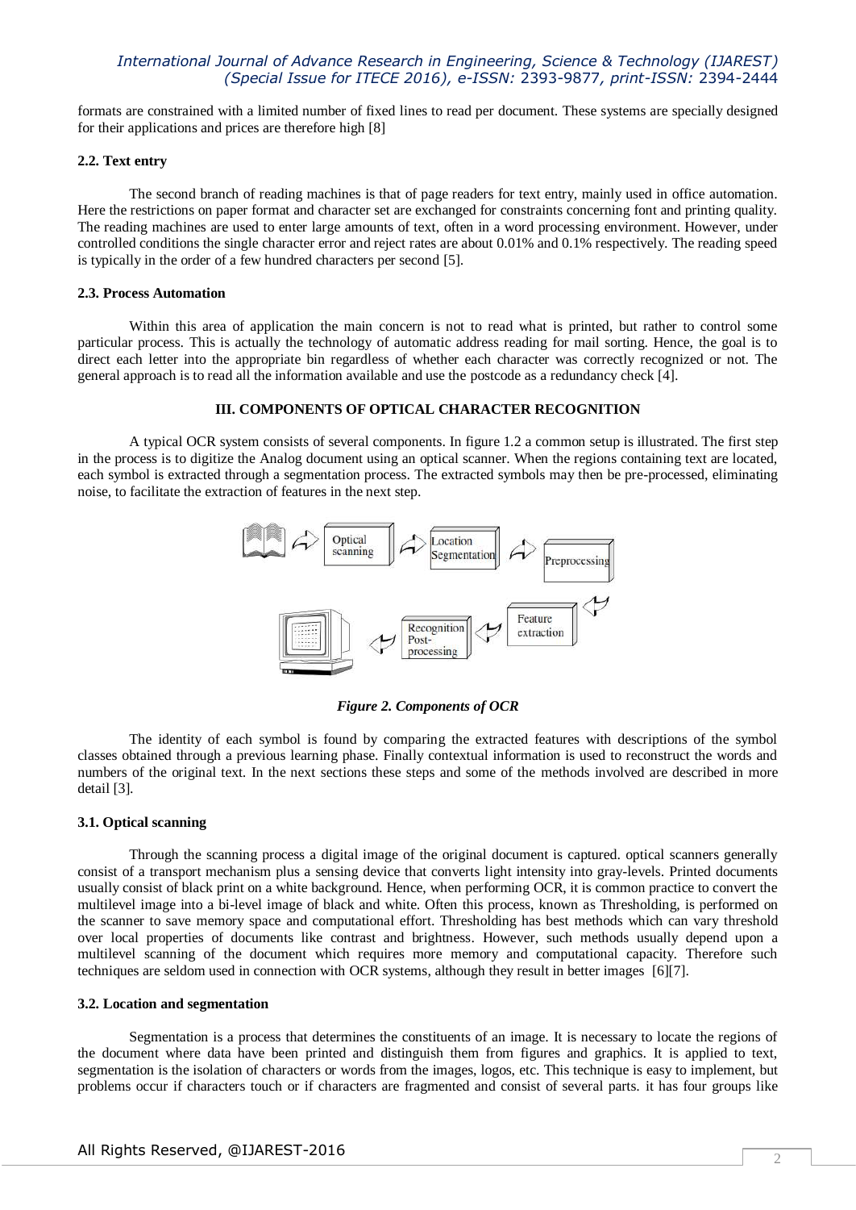formats are constrained with a limited number of fixed lines to read per document. These systems are specially designed for their applications and prices are therefore high [8]

### 2.2. Text entry

The second branch of reading machines is that of page readers for text entry, mainly used in office automation. Here the restrictions on paper format and character set are exchanged for constraints concerning font and printing quality. The reading machines are used to enter large amounts of text, often in a word processing environment. However, under controlled conditions the single character error and reject rates are about 0.01% and 0.1% respectively. The reading speed is typically in the order of a few hundred characters per second [5].

### 2.3. Process Automation

Within this area of application the main concern is not to read what is printed, but rather to control some particular process. This is actually the technology of automatic address reading for mail sorting. Hence, the goal is to direct each letter into the appropriate bin regardless of whether each character was correctly recognized or not. The general approach is to read all the information available and use the postcode as a redundancy check [4].

## III. COMPONENTS OF OPTICAL CHARACTER RECOGNITION

A typical OCR system consists of several components. In figure 1.2 a common setup is illustrated. The first step in the process is to digitize the Analog document using an optical scanner. When the regions containing text are located, each symbol is extracted through a segmentation process. The extracted symbols may then be pre-processed, eliminating noise, to facilitate the extraction of features in the next step.

*Figure 2. Components of OCR*

The identity of each symbol is found by comparing the extracted features with descriptions of the symbol classes obtained through a previous learning phase. Finally contextual information is used to reconstruct the words and numbers of the original text. In the next sections these steps and some of the methods involved are described in more detail [3].

### 3.1. Optical scanning

Through the scanning process a digital image of the original document is captured. optical scanners generally consist of a transport mechanism plus a sensing device that converts light intensity into gray-levels. Printed documents usually consist of black print on a white background. Hence, when performing OCR, it is common practice to convert the multilevel image into a bi-level image of black and white. Often this process, known as Thresholding, is performed on the scanner to save memory space and computational effort. Thresholding has best methods which can vary threshold over local properties of documents like contrast and brightness. However, such methods usually depend upon a multilevel scanning of the document which requires more memory and computational capacity. Therefore such techniques are seldom used in connection with OCR systems, although they result in better images [6][7].

### 3.2. Location and segmentation

Segmentation is a process that determines the constituents of an image. It is necessary to locate the regions of the document where data have been printed and distinguish them from figures and graphics. It is applied to text, segmentation is the isolation of characters or words from the images, logos, etc. This technique is easy to implement, but problems occur if characters touch or if characters are fragmented and consist of several parts. it has four groups like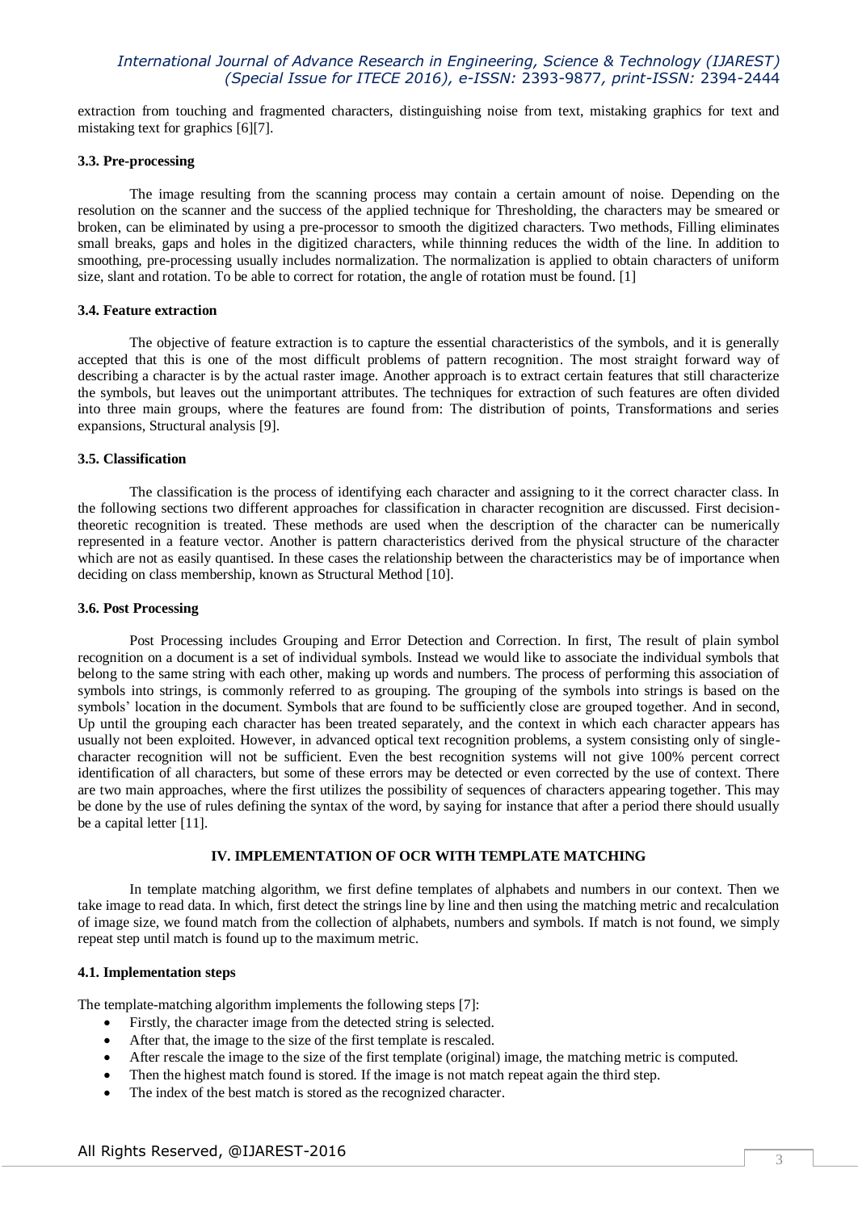extraction from touching and fragmented characters, distinguishing noise from text, mistaking graphics for text and mistaking text for graphics [6][7].

### 3.3. Pre-processing

The image resulting from the scanning process may contain a certain amount of noise. Depending on the resolution on the scanner and the success of the applied technique for Thresholding, the characters may be smeared or broken, can be eliminated by using a pre-processor to smooth the digitized characters. Two methods, Filling eliminates small breaks, gaps and holes in the digitized characters, while thinning reduces the width of the line. In addition to smoothing, pre-processing usually includes normalization. The normalization is applied to obtain characters of uniform size, slant and rotation. To be able to correct for rotation, the angle of rotation must be found. [1]

### 3.4. Feature extraction

The objective of feature extraction is to capture the essential characteristics of the symbols, and it is generally accepted that this is one of the most difficult problems of pattern recognition. The most straight forward way of describing a character is by the actual raster image. Another approach is to extract certain features that still characterize the symbols, but leaves out the unimportant attributes. The techniques for extraction of such features are often divided into three main groups, where the features are found from: The distribution of points, Transformations and series expansions, Structural analysis [9].

### 3.5. Classification

The classification is the process of identifying each character and assigning to it the correct character class. In the following sections two different approaches for classification in character recognition are discussed. First decision-theoretic recognition is treated. These methods are used when the description of the character can be numerically represented in a feature vector. Another is pattern characteristics derived from the physical structure of the character which are not as easily quantised. In these cases the relationship between the characteristics may be of importance when deciding on class membership, known as Structural Method [10].

### 3.6. Post Processing

Post Processing includes Grouping and Error Detection and Correction. In first, The result of plain symbol recognition on a document is a set of individual symbols. Instead we would like to associate the individual symbols that belong to the same string with each other, making up words and numbers. The process of performing this association of symbols into strings, is commonly referred to as grouping. The grouping of the symbols into strings is based on the symbols' location in the document. Symbols that are found to be sufficiently close are grouped together. And in second, Up until the grouping each character has been treated separately, and the context in which each character appears has usually not been exploited. However, in advanced optical text recognition problems, a system consisting only of single-character recognition will not be sufficient. Even the best recognition systems will not give 100% percent correct identification of all characters, but some of these errors may be detected or even corrected by the use of context. There are two main approaches, where the first utilizes the possibility of sequences of characters appearing together. This may be done by the use of rules defining the syntax of the word, by saying for instance that after a period there should usually be a capital letter [11].

## IV. IMPLEMENTATION OF OCR WITH TEMPLATE MATCHING

In template matching algorithm, we first define templates of alphabets and numbers in our context. Then we take image to read data. In which, first detect the strings line by line and then using the matching metric and recalculation of image size, we found match from the collection of alphabets, numbers and symbols. If match is not found, we simply repeat step until match is found up to the maximum metric.

### 4.1. Implementation steps

The template-matching algorithm implements the following steps [7]:

- Firstly, the character image from the detected string is selected.
- After that, the image to the size of the first template is rescaled.
- After rescale the image to the size of the first template (original) image, the matching metric is computed.
- Then the highest match found is stored. If the image is not match repeat again the third step.
- The index of the best match is stored as the recognized character.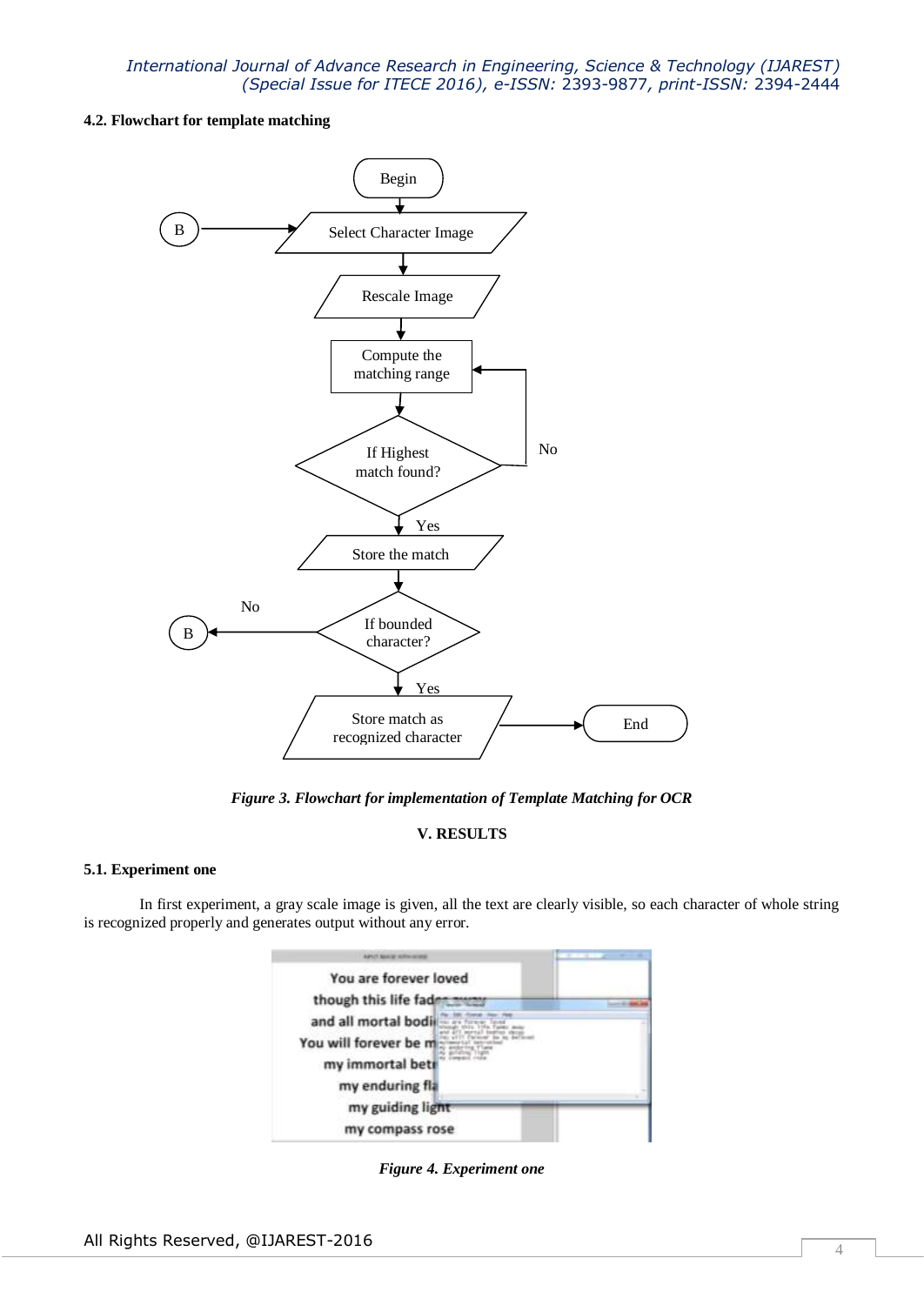### 4.2. Flowchart for template matching

*Figure 3. Flowchart for implementation of Template Matching for OCR*

## V. RESULTS

### 5.1. Experiment one

In first experiment, a gray scale image is given, all the text are clearly visible, so each character of whole string is recognized properly and generates output without any error.

*Figure 4. Experiment one*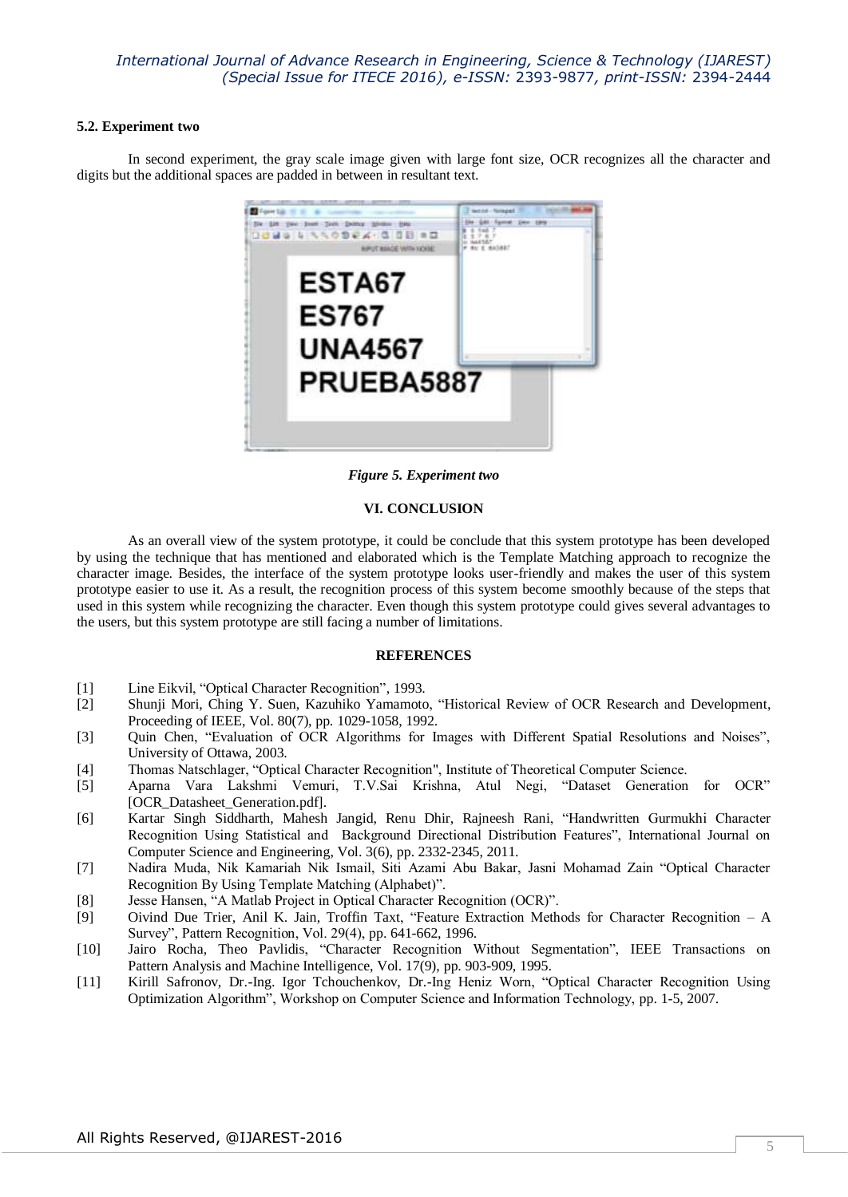### 5.2. Experiment two

In second experiment, the gray scale image given with large font size, OCR recognizes all the character and digits but the additional spaces are padded in between in resultant text.

*Figure 5. Experiment two*

## VI. CONCLUSION

As an overall view of the system prototype, it could be conclude that this system prototype has been developed by using the technique that has mentioned and elaborated which is the Template Matching approach to recognize the character image. Besides, the interface of the system prototype looks user-friendly and makes the user of this system prototype easier to use it. As a result, the recognition process of this system become smoothly because of the steps that used in this system while recognizing the character. Even though this system prototype could gives several advantages to the users, but this system prototype are still facing a number of limitations.

## REFERENCES

[1] Line Eikvil, "Optical Character Recognition", 1993.

[2] Shunji Mori, Ching Y. Suen, Kazuhiko Yamamoto, "Historical Review of OCR Research and Development, Proceeding of IEEE, Vol. 80(7), pp. 1029-1058, 1992.

[3] Quin Chen, "Evaluation of OCR Algorithms for Images with Different Spatial Resolutions and Noises", University of Ottawa, 2003.

[4] Thomas Natschlager, "Optical Character Recognition", Institute of Theoretical Computer Science.

[5] Aparna Vara Lakshmi Vemuri, T.V.Sai Krishna, Atul Negi, "Dataset Generation for OCR" [OCR_Datasheet_Generation.pdf].

[6] Kartar Singh Siddharth, Mahesh Jangid, Renu Dhir, Rajneesh Rani, "Handwritten Gurmukhi Character Recognition Using Statistical and Background Directional Distribution Features", International Journal on Computer Science and Engineering, Vol. 3(6), pp. 2332-2345, 2011.

[7] Nadira Muda, Nik Kamariah Nik Ismail, Siti Azami Abu Bakar, Jasni Mohamad Zain "Optical Character Recognition By Using Template Matching (Alphabet)".

[8] Jesse Hansen, "A Matlab Project in Optical Character Recognition (OCR)".

[9] Oivind Due Trier, Anil K. Jain, Troffin Taxt, "Feature Extraction Methods for Character Recognition – A Survey", Pattern Recognition, Vol. 29(4), pp. 641-662, 1996.

[10] Jairo Rocha, Theo Pavlidis, "Character Recognition Without Segmentation", IEEE Transactions on Pattern Analysis and Machine Intelligence, Vol. 17(9), pp. 903-909, 1995.

[11] Kirill Safronov, Dr.-Ing. Igor Tchouchenkov, Dr.-Ing Heniz Worn, "Optical Character Recognition Using Optimization Algorithm", Workshop on Computer Science and Information Technology, pp. 1-5, 2007.